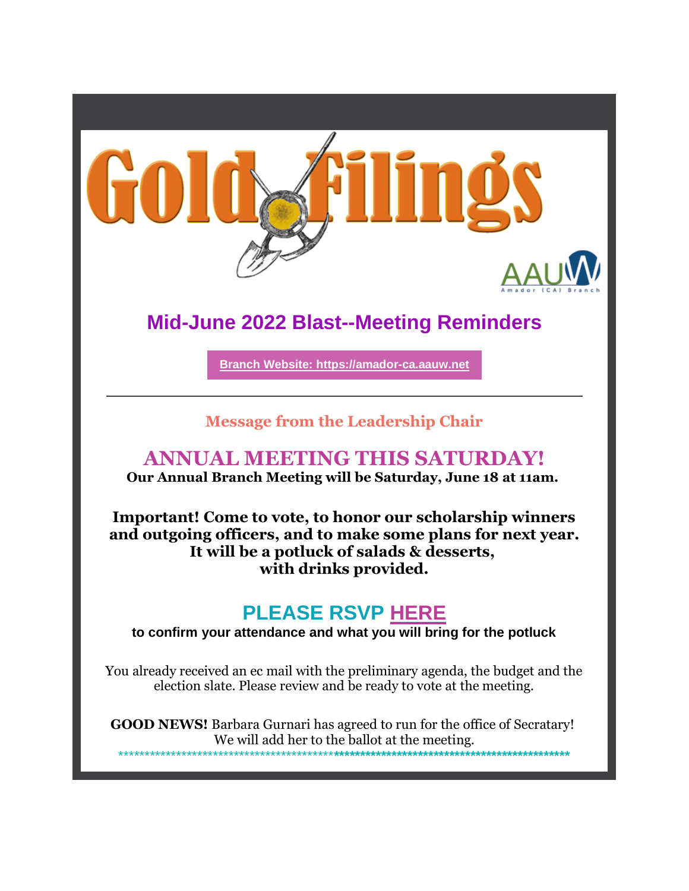# Gold Filings

AAUW Amador (CA) Branch

## Mid-June 2022 Blast--Meeting Reminders

**Branch Website: https://amador-ca.aauw.net**

---

### Message from the Leadership Chair

## ANNUAL MEETING THIS SATURDAY!

**Our Annual Branch Meeting will be Saturday, June 18 at 11am.**

**Important! Come to vote, to honor our scholarship winners and outgoing officers, and to make some plans for next year. It will be a potluck of salads & desserts, with drinks provided.**

## PLEASE RSVP HERE

**to confirm your attendance and what you will bring for the potluck**

You already received an ec mail with the preliminary agenda, the budget and the election slate. Please review and be ready to vote at the meeting.

**GOOD NEWS!** Barbara Gurnari has agreed to run for the office of Secratary! We will add her to the ballot at the meeting.

*******************************************************************************************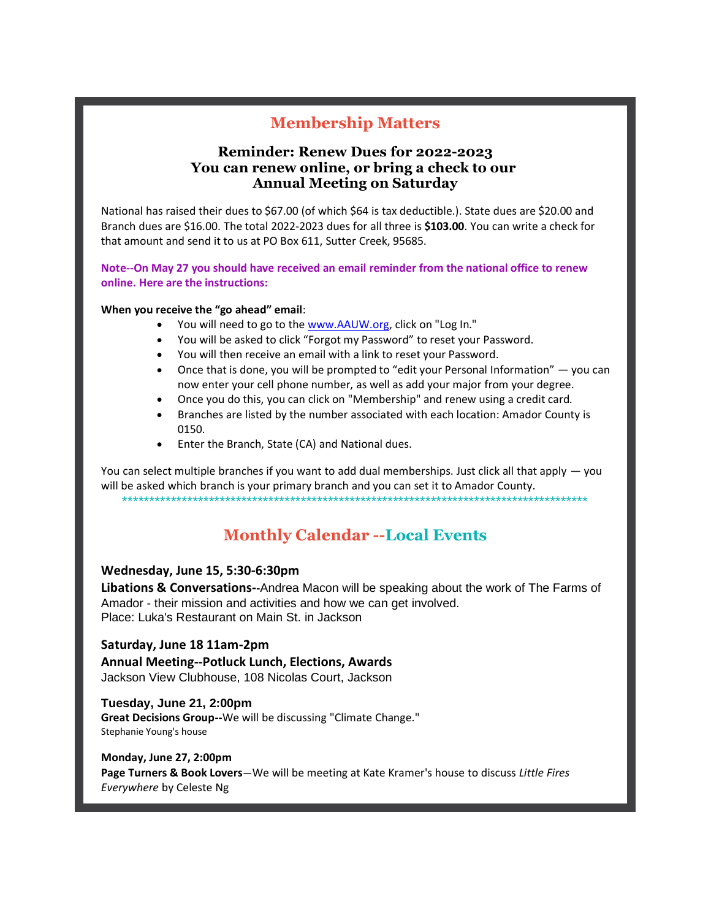## Membership Matters

### Reminder: Renew Dues for 2022-2023
### You can renew online, or bring a check to our Annual Meeting on Saturday

National has raised their dues to $67.00 (of which $64 is tax deductible.). State dues are $20.00 and Branch dues are $16.00. The total 2022-2023 dues for all three is **$103.00**. You can write a check for that amount and send it to us at PO Box 611, Sutter Creek, 95685.

**Note--On May 27 you should have received an email reminder from the national office to renew online. Here are the instructions:**

**When you receive the "go ahead" email**:

- You will need to go to the www.AAUW.org, click on "Log In."
- You will be asked to click "Forgot my Password" to reset your Password.
- You will then receive an email with a link to reset your Password.
- Once that is done, you will be prompted to "edit your Personal Information" — you can now enter your cell phone number, as well as add your major from your degree.
- Once you do this, you can click on "Membership" and renew using a credit card.
- Branches are listed by the number associated with each location: Amador County is 0150.
- Enter the Branch, State (CA) and National dues.

You can select multiple branches if you want to add dual memberships. Just click all that apply — you will be asked which branch is your primary branch and you can set it to Amador County.

*******************************************************************************************

## Monthly Calendar --Local Events

**Wednesday, June 15, 5:30-6:30pm**

**Libations & Conversations--**Andrea Macon will be speaking about the work of The Farms of Amador - their mission and activities and how we can get involved.
Place: Luka's Restaurant on Main St. in Jackson

**Saturday, June 18 11am-2pm**

**Annual Meeting--Potluck Lunch, Elections, Awards**
Jackson View Clubhouse, 108 Nicolas Court, Jackson

**Tuesday, June 21, 2:00pm**

**Great Decisions Group--**We will be discussing "Climate Change."
Stephanie Young's house

**Monday, June 27, 2:00pm**

**Page Turners & Book Lovers**—We will be meeting at Kate Kramer's house to discuss *Little Fires Everywhere* by Celeste Ng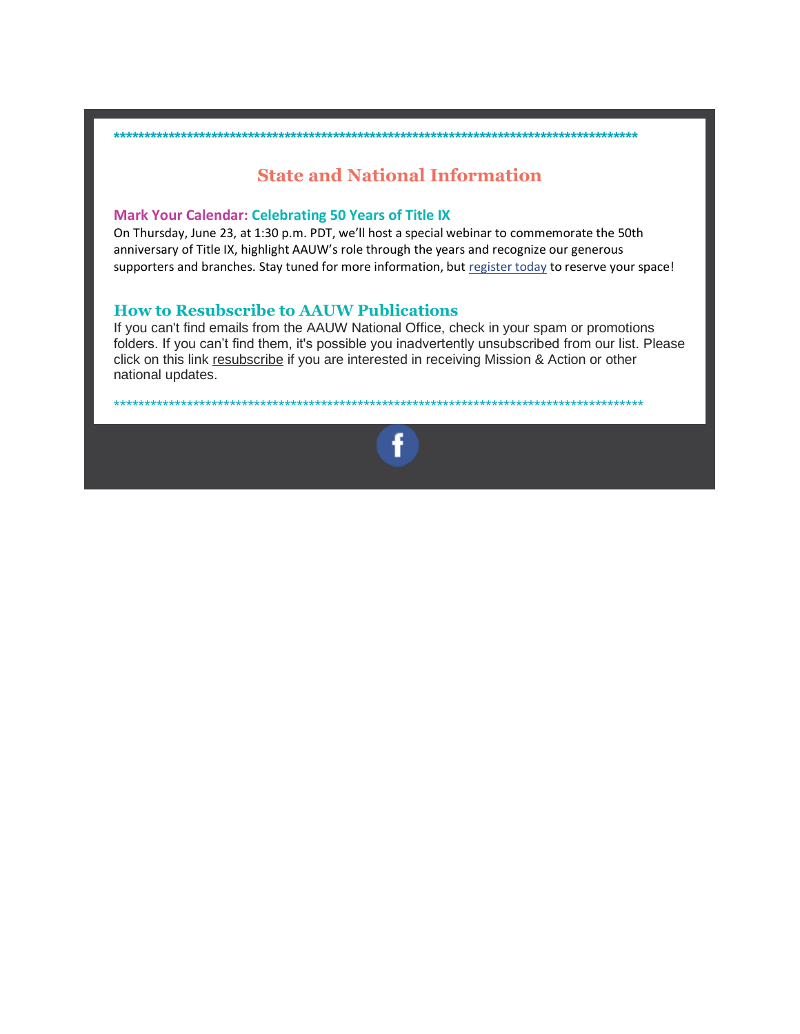\*\*\*\*\*\*\*\*\*\*\*\*\*\*\*\*\*\*\*\*\*\*\*\*\*\*\*\*\*\*\*\*\*\*\*\*\*\*\*\*\*\*\*\*\*\*\*\*\*\*\*\*\*\*\*\*\*\*\*\*\*\*\*\*\*\*\*\*\*\*\*\*\*\*\*\*\*\*\*\*\*\*\*\*\*\*\*\*\*\*

## State and National Information

### Mark Your Calendar: Celebrating 50 Years of Title IX

On Thursday, June 23, at 1:30 p.m. PDT, we'll host a special webinar to commemorate the 50th anniversary of Title IX, highlight AAUW's role through the years and recognize our generous supporters and branches. Stay tuned for more information, but register today to reserve your space!

### How to Resubscribe to AAUW Publications

If you can't find emails from the AAUW National Office, check in your spam or promotions folders. If you can't find them, it's possible you inadvertently unsubscribed from our list. Please click on this link resubscribe if you are interested in receiving Mission & Action or other national updates.

\*\*\*\*\*\*\*\*\*\*\*\*\*\*\*\*\*\*\*\*\*\*\*\*\*\*\*\*\*\*\*\*\*\*\*\*\*\*\*\*\*\*\*\*\*\*\*\*\*\*\*\*\*\*\*\*\*\*\*\*\*\*\*\*\*\*\*\*\*\*\*\*\*\*\*\*\*\*\*\*\*\*\*\*\*\*\*\*\*\*